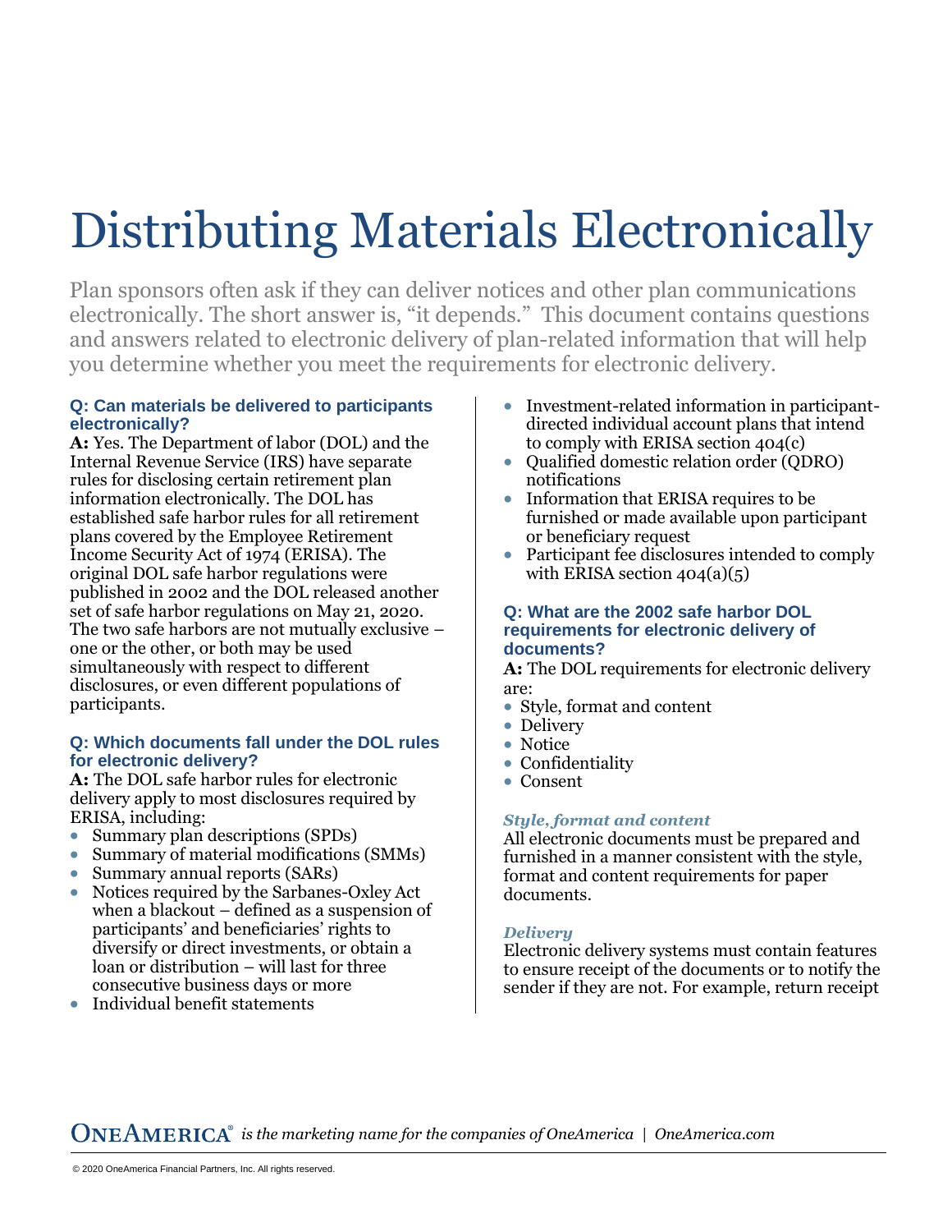# Distributing Materials Electronically

Plan sponsors often ask if they can deliver notices and other plan communications electronically. The short answer is, "it depends." This document contains questions and answers related to electronic delivery of plan-related information that will help you determine whether you meet the requirements for electronic delivery.

### Q: Can materials be delivered to participants electronically?

**A:** Yes. The Department of labor (DOL) and the Internal Revenue Service (IRS) have separate rules for disclosing certain retirement plan information electronically. The DOL has established safe harbor rules for all retirement plans covered by the Employee Retirement Income Security Act of 1974 (ERISA). The original DOL safe harbor regulations were published in 2002 and the DOL released another set of safe harbor regulations on May 21, 2020. The two safe harbors are not mutually exclusive – one or the other, or both may be used simultaneously with respect to different disclosures, or even different populations of participants.

### Q: Which documents fall under the DOL rules for electronic delivery?

**A:** The DOL safe harbor rules for electronic delivery apply to most disclosures required by ERISA, including:

- Summary plan descriptions (SPDs)
- Summary of material modifications (SMMs)
- Summary annual reports (SARs)
- Notices required by the Sarbanes-Oxley Act when a blackout – defined as a suspension of participants' and beneficiaries' rights to diversify or direct investments, or obtain a loan or distribution – will last for three consecutive business days or more
- Individual benefit statements
- Investment-related information in participant-directed individual account plans that intend to comply with ERISA section 404(c)
- Qualified domestic relation order (QDRO) notifications
- Information that ERISA requires to be furnished or made available upon participant or beneficiary request
- Participant fee disclosures intended to comply with ERISA section 404(a)(5)

### Q: What are the 2002 safe harbor DOL requirements for electronic delivery of documents?

**A:** The DOL requirements for electronic delivery are:

- Style, format and content
- Delivery
- Notice
- Confidentiality
- Consent

#### *Style, format and content*

All electronic documents must be prepared and furnished in a manner consistent with the style, format and content requirements for paper documents.

#### *Delivery*

Electronic delivery systems must contain features to ensure receipt of the documents or to notify the sender if they are not. For example, return receipt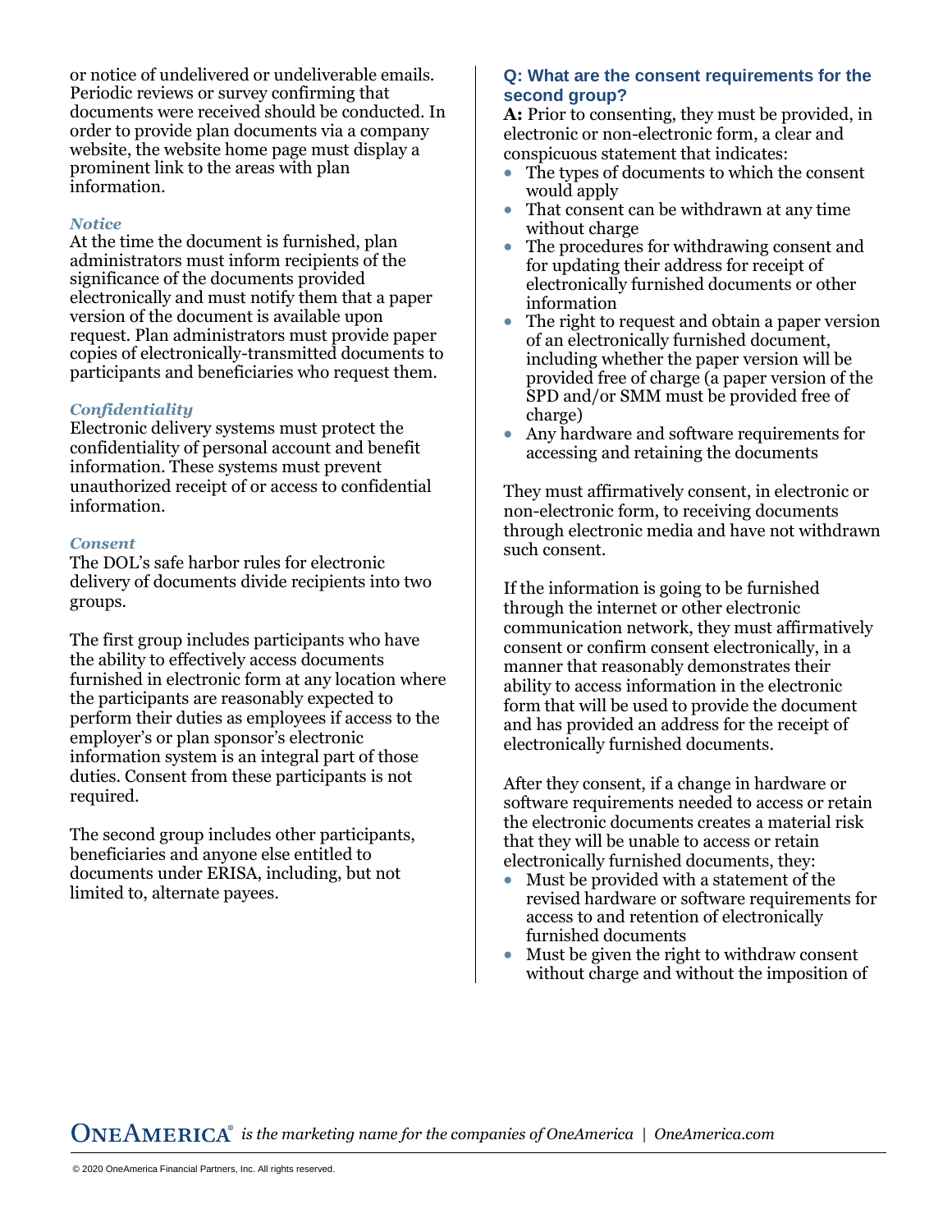or notice of undelivered or undeliverable emails. Periodic reviews or survey confirming that documents were received should be conducted. In order to provide plan documents via a company website, the website home page must display a prominent link to the areas with plan information.

#### *Notice*

At the time the document is furnished, plan administrators must inform recipients of the significance of the documents provided electronically and must notify them that a paper version of the document is available upon request. Plan administrators must provide paper copies of electronically-transmitted documents to participants and beneficiaries who request them.

#### *Confidentiality*

Electronic delivery systems must protect the confidentiality of personal account and benefit information. These systems must prevent unauthorized receipt of or access to confidential information.

#### *Consent*

The DOL's safe harbor rules for electronic delivery of documents divide recipients into two groups.

The first group includes participants who have the ability to effectively access documents furnished in electronic form at any location where the participants are reasonably expected to perform their duties as employees if access to the employer's or plan sponsor's electronic information system is an integral part of those duties. Consent from these participants is not required.

The second group includes other participants, beneficiaries and anyone else entitled to documents under ERISA, including, but not limited to, alternate payees.

### Q: What are the consent requirements for the second group?

**A:** Prior to consenting, they must be provided, in electronic or non-electronic form, a clear and conspicuous statement that indicates:

- The types of documents to which the consent would apply
- That consent can be withdrawn at any time without charge
- The procedures for withdrawing consent and for updating their address for receipt of electronically furnished documents or other information
- The right to request and obtain a paper version of an electronically furnished document, including whether the paper version will be provided free of charge (a paper version of the SPD and/or SMM must be provided free of charge)
- Any hardware and software requirements for accessing and retaining the documents

They must affirmatively consent, in electronic or non-electronic form, to receiving documents through electronic media and have not withdrawn such consent.

If the information is going to be furnished through the internet or other electronic communication network, they must affirmatively consent or confirm consent electronically, in a manner that reasonably demonstrates their ability to access information in the electronic form that will be used to provide the document and has provided an address for the receipt of electronically furnished documents.

After they consent, if a change in hardware or software requirements needed to access or retain the electronic documents creates a material risk that they will be unable to access or retain electronically furnished documents, they:

- Must be provided with a statement of the revised hardware or software requirements for access to and retention of electronically furnished documents
- Must be given the right to withdraw consent without charge and without the imposition of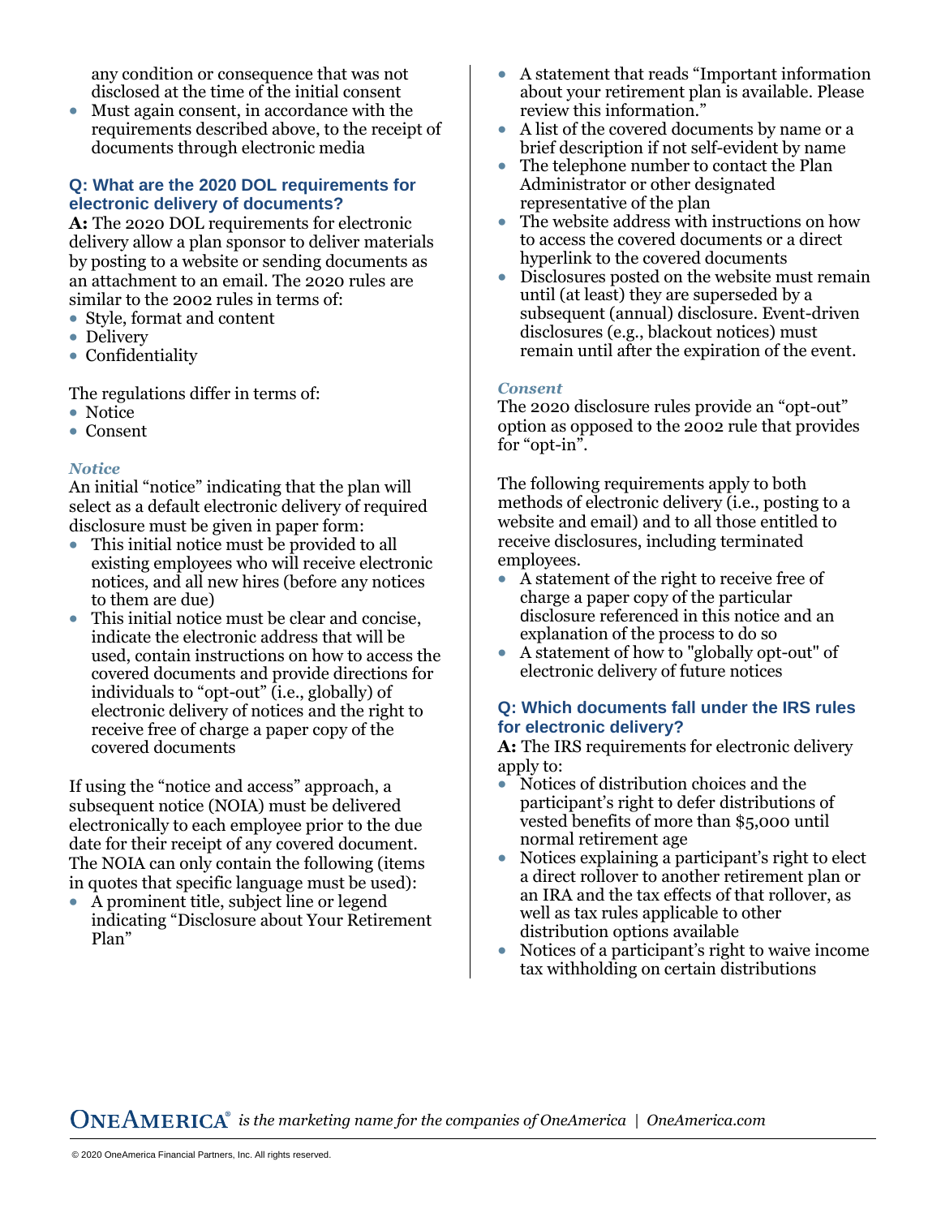any condition or consequence that was not disclosed at the time of the initial consent

- Must again consent, in accordance with the requirements described above, to the receipt of documents through electronic media

### Q: What are the 2020 DOL requirements for electronic delivery of documents?

**A:** The 2020 DOL requirements for electronic delivery allow a plan sponsor to deliver materials by posting to a website or sending documents as an attachment to an email. The 2020 rules are similar to the 2002 rules in terms of:

- Style, format and content
- Delivery
- Confidentiality

The regulations differ in terms of:

- Notice
- Consent

*Notice*

An initial "notice" indicating that the plan will select as a default electronic delivery of required disclosure must be given in paper form:

- This initial notice must be provided to all existing employees who will receive electronic notices, and all new hires (before any notices to them are due)
- This initial notice must be clear and concise, indicate the electronic address that will be used, contain instructions on how to access the covered documents and provide directions for individuals to "opt-out" (i.e., globally) of electronic delivery of notices and the right to receive free of charge a paper copy of the covered documents

If using the "notice and access" approach, a subsequent notice (NOIA) must be delivered electronically to each employee prior to the due date for their receipt of any covered document. The NOIA can only contain the following (items in quotes that specific language must be used):

- A prominent title, subject line or legend indicating "Disclosure about Your Retirement Plan"
- A statement that reads "Important information about your retirement plan is available. Please review this information."
- A list of the covered documents by name or a brief description if not self-evident by name
- The telephone number to contact the Plan Administrator or other designated representative of the plan
- The website address with instructions on how to access the covered documents or a direct hyperlink to the covered documents
- Disclosures posted on the website must remain until (at least) they are superseded by a subsequent (annual) disclosure. Event-driven disclosures (e.g., blackout notices) must remain until after the expiration of the event.

*Consent*

The 2020 disclosure rules provide an "opt-out" option as opposed to the 2002 rule that provides for "opt-in".

The following requirements apply to both methods of electronic delivery (i.e., posting to a website and email) and to all those entitled to receive disclosures, including terminated employees.

- A statement of the right to receive free of charge a paper copy of the particular disclosure referenced in this notice and an explanation of the process to do so
- A statement of how to "globally opt-out" of electronic delivery of future notices

### Q: Which documents fall under the IRS rules for electronic delivery?

**A:** The IRS requirements for electronic delivery apply to:

- Notices of distribution choices and the participant's right to defer distributions of vested benefits of more than $5,000 until normal retirement age
- Notices explaining a participant's right to elect a direct rollover to another retirement plan or an IRA and the tax effects of that rollover, as well as tax rules applicable to other distribution options available
- Notices of a participant's right to waive income tax withholding on certain distributions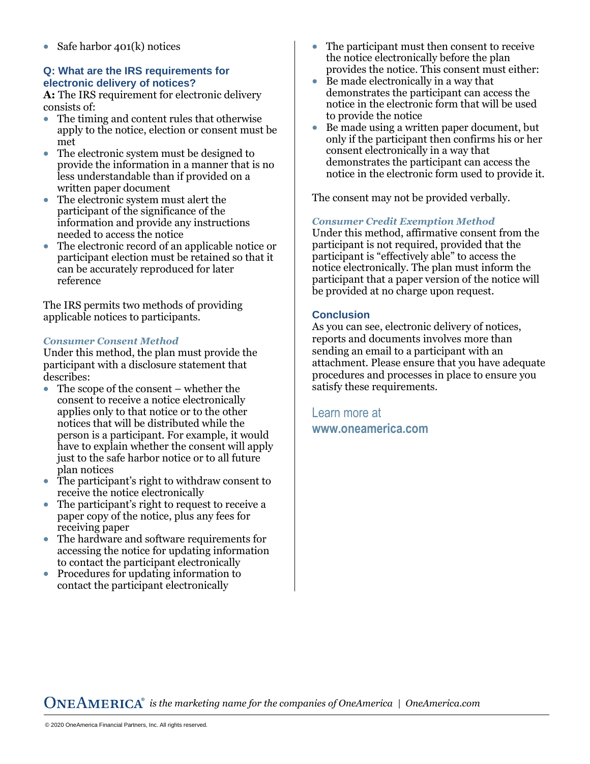- Safe harbor 401(k) notices

### Q: What are the IRS requirements for electronic delivery of notices?

**A:** The IRS requirement for electronic delivery consists of:

- The timing and content rules that otherwise apply to the notice, election or consent must be met
- The electronic system must be designed to provide the information in a manner that is no less understandable than if provided on a written paper document
- The electronic system must alert the participant of the significance of the information and provide any instructions needed to access the notice
- The electronic record of an applicable notice or participant election must be retained so that it can be accurately reproduced for later reference

The IRS permits two methods of providing applicable notices to participants.

#### *Consumer Consent Method*

Under this method, the plan must provide the participant with a disclosure statement that describes:

- The scope of the consent – whether the consent to receive a notice electronically applies only to that notice or to the other notices that will be distributed while the person is a participant. For example, it would have to explain whether the consent will apply just to the safe harbor notice or to all future plan notices
- The participant's right to withdraw consent to receive the notice electronically
- The participant's right to request to receive a paper copy of the notice, plus any fees for receiving paper
- The hardware and software requirements for accessing the notice for updating information to contact the participant electronically
- Procedures for updating information to contact the participant electronically
- The participant must then consent to receive the notice electronically before the plan provides the notice. This consent must either:
- Be made electronically in a way that demonstrates the participant can access the notice in the electronic form that will be used to provide the notice
- Be made using a written paper document, but only if the participant then confirms his or her consent electronically in a way that demonstrates the participant can access the notice in the electronic form used to provide it.

The consent may not be provided verbally.

#### *Consumer Credit Exemption Method*

Under this method, affirmative consent from the participant is not required, provided that the participant is "effectively able" to access the notice electronically. The plan must inform the participant that a paper version of the notice will be provided at no charge upon request.

### Conclusion

As you can see, electronic delivery of notices, reports and documents involves more than sending an email to a participant with an attachment. Please ensure that you have adequate procedures and processes in place to ensure you satisfy these requirements.

Learn more at
**www.oneamerica.com**

ONEAMERICA® *is the marketing name for the companies of OneAmerica | OneAmerica.com*

© 2020 OneAmerica Financial Partners, Inc. All rights reserved.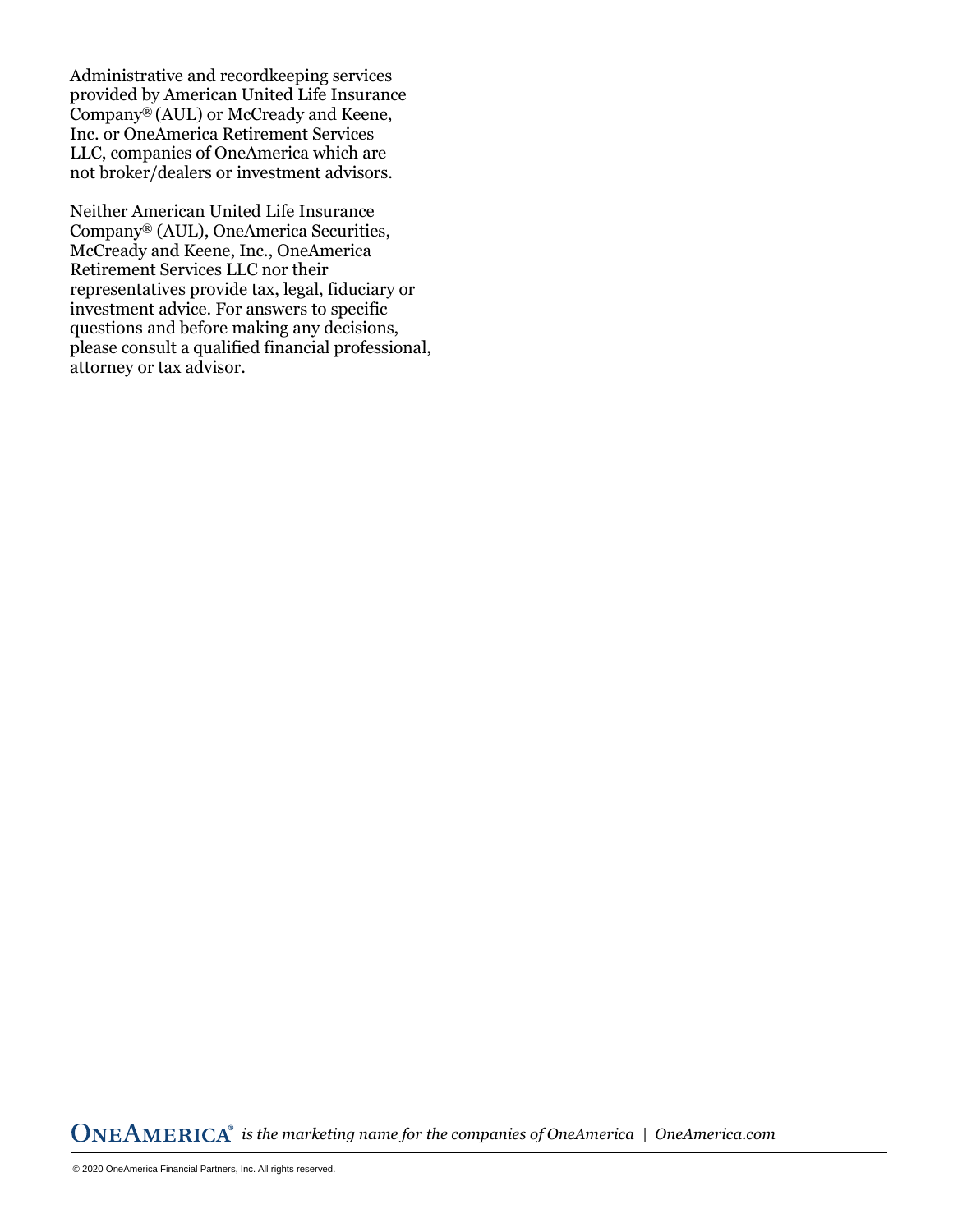Administrative and recordkeeping services provided by American United Life Insurance Company® (AUL) or McCready and Keene, Inc. or OneAmerica Retirement Services LLC, companies of OneAmerica which are not broker/dealers or investment advisors.

Neither American United Life Insurance Company® (AUL), OneAmerica Securities, McCready and Keene, Inc., OneAmerica Retirement Services LLC nor their representatives provide tax, legal, fiduciary or investment advice. For answers to specific questions and before making any decisions, please consult a qualified financial professional, attorney or tax advisor.

ONEAMERICA® *is the marketing name for the companies of OneAmerica | OneAmerica.com*

© 2020 OneAmerica Financial Partners, Inc. All rights reserved.